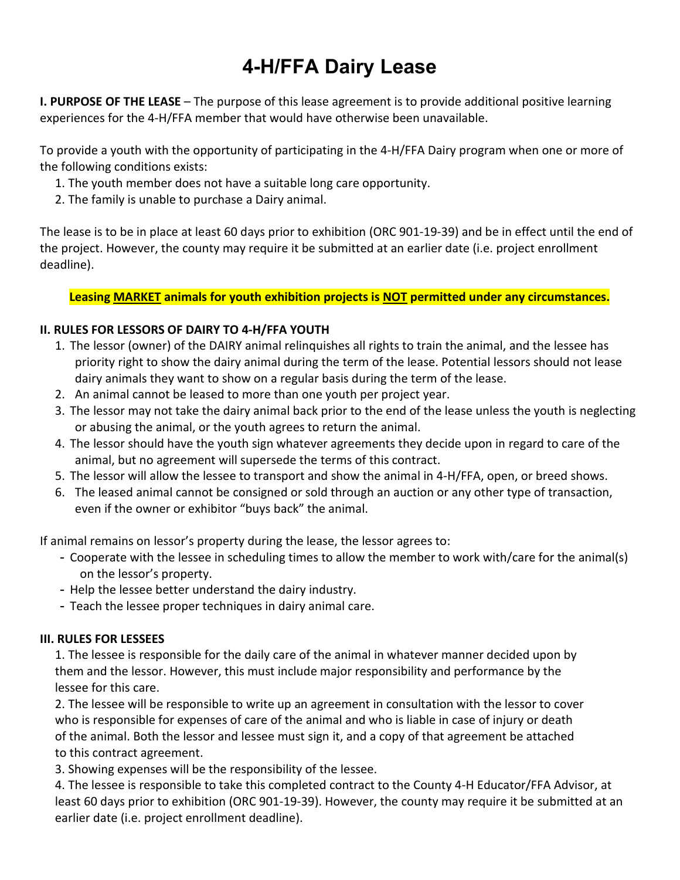# 4-H/FFA Dairy Lease

**I. PURPOSE OF THE LEASE** – The purpose of this lease agreement is to provide additional positive learning experiences for the 4-H/FFA member that would have otherwise been unavailable.

To provide a youth with the opportunity of participating in the 4-H/FFA Dairy program when one or more of the following conditions exists:

1. The youth member does not have a suitable long care opportunity.
2. The family is unable to purchase a Dairy animal.

The lease is to be in place at least 60 days prior to exhibition (ORC 901-19-39) and be in effect until the end of the project. However, the county may require it be submitted at an earlier date (i.e. project enrollment deadline).

**Leasing <u>MARKET</u> animals for youth exhibition projects is <u>NOT</u> permitted under any circumstances.**

**II. RULES FOR LESSORS OF DAIRY TO 4-H/FFA YOUTH**

1. The lessor (owner) of the DAIRY animal relinquishes all rights to train the animal, and the lessee has priority right to show the dairy animal during the term of the lease. Potential lessors should not lease dairy animals they want to show on a regular basis during the term of the lease.
2. An animal cannot be leased to more than one youth per project year.
3. The lessor may not take the dairy animal back prior to the end of the lease unless the youth is neglecting or abusing the animal, or the youth agrees to return the animal.
4. The lessor should have the youth sign whatever agreements they decide upon in regard to care of the animal, but no agreement will supersede the terms of this contract.
5. The lessor will allow the lessee to transport and show the animal in 4-H/FFA, open, or breed shows.
6. The leased animal cannot be consigned or sold through an auction or any other type of transaction, even if the owner or exhibitor "buys back" the animal.

If animal remains on lessor's property during the lease, the lessor agrees to:

- Cooperate with the lessee in scheduling times to allow the member to work with/care for the animal(s) on the lessor's property.
- Help the lessee better understand the dairy industry.
- Teach the lessee proper techniques in dairy animal care.

**III. RULES FOR LESSEES**

1. The lessee is responsible for the daily care of the animal in whatever manner decided upon by them and the lessor. However, this must include major responsibility and performance by the lessee for this care.
2. The lessee will be responsible to write up an agreement in consultation with the lessor to cover who is responsible for expenses of care of the animal and who is liable in case of injury or death of the animal. Both the lessor and lessee must sign it, and a copy of that agreement be attached to this contract agreement.
3. Showing expenses will be the responsibility of the lessee.
4. The lessee is responsible to take this completed contract to the County 4-H Educator/FFA Advisor, at least 60 days prior to exhibition (ORC 901-19-39). However, the county may require it be submitted at an earlier date (i.e. project enrollment deadline).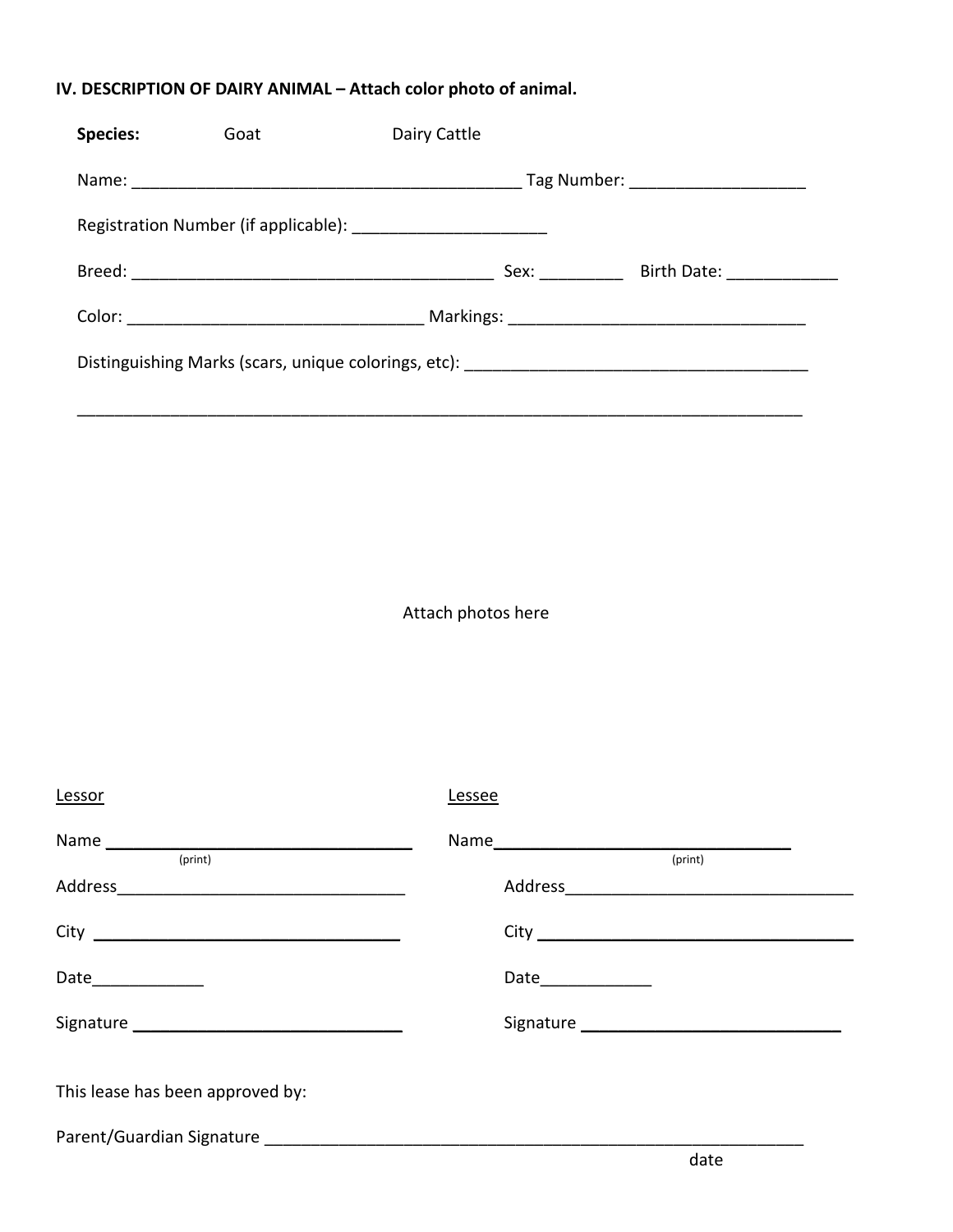## IV. DESCRIPTION OF DAIRY ANIMAL – Attach color photo of animal.

**Species:** Goat Dairy Cattle

Name: ___________________________________________ Tag Number: ___________________

Registration Number (if applicable): _____________________

Breed: ________________________________________ Sex: _________ Birth Date: ____________

Color: ________________________________ Markings: _________________________________

Distinguishing Marks (scars, unique colorings, etc): _____________________________________

________________________________________________________________________________

Attach photos here

| Lessor | Lessee |
|---|---|
| Name ______________________________ (print) | Name______________________________ (print) |
| Address______________________________ | Address______________________________ |
| City ______________________________ | City ______________________________ |
| Date____________ | Date____________ |
| Signature ______________________________ | Signature ______________________________ |

This lease has been approved by:

Parent/Guardian Signature ___________________________________________________________

date